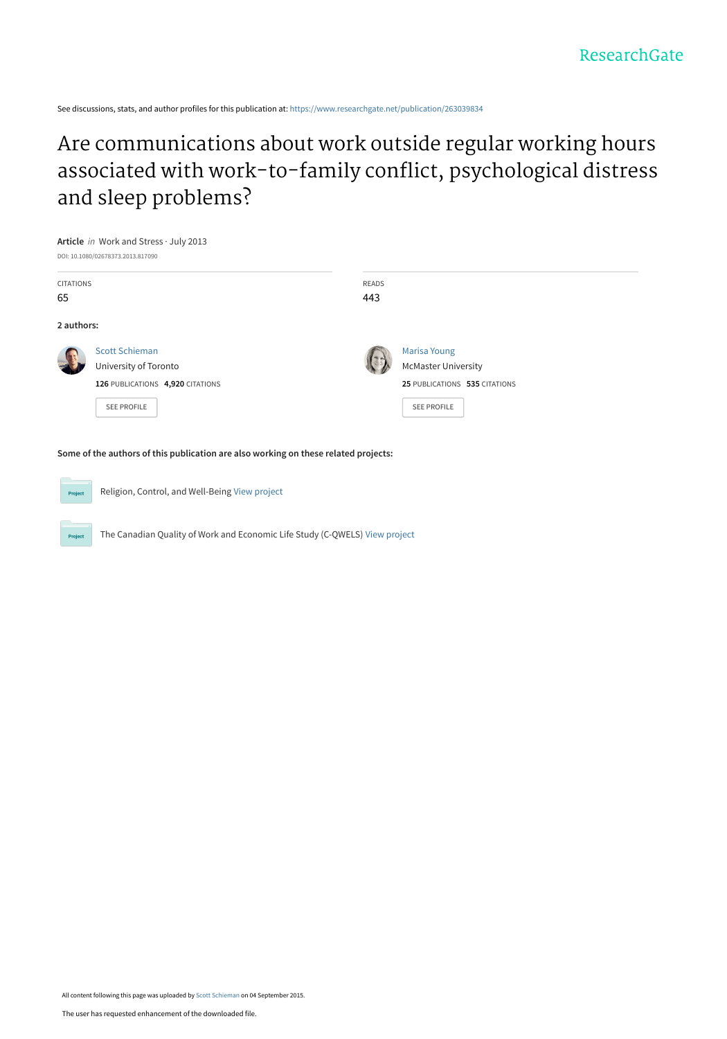See discussions, stats, and author profiles for this publication at: https://www.researchgate.net/publication/263039834

# Are communications about work outside regular working hours associated with work-to-family conflict, psychological distress and sleep problems?

**Article** *in* Work and Stress · July 2013

DOI: 10.1080/02678373.2013.817090

| CITATIONS | READS |
| --- | --- |
| 65 | 443 |

**2 authors:**

**Scott Schieman**
University of Toronto
126 PUBLICATIONS 4,920 CITATIONS
SEE PROFILE

**Marisa Young**
McMaster University
25 PUBLICATIONS 535 CITATIONS
SEE PROFILE

**Some of the authors of this publication are also working on these related projects:**

Religion, Control, and Well-Being View project

The Canadian Quality of Work and Economic Life Study (C-QWELS) View project

All content following this page was uploaded by Scott Schieman on 04 September 2015.

The user has requested enhancement of the downloaded file.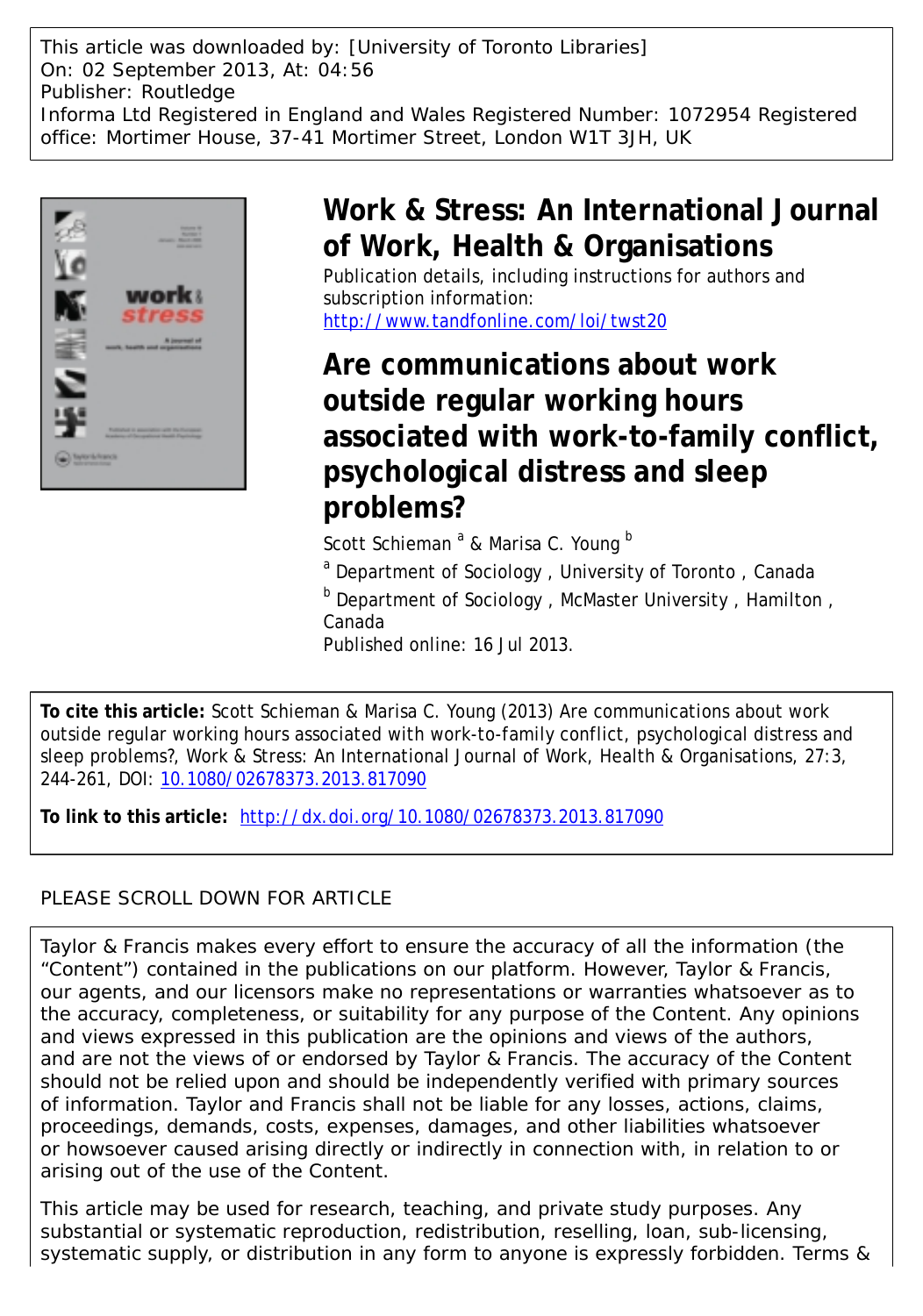This article was downloaded by: [University of Toronto Libraries]
On: 02 September 2013, At: 04:56
Publisher: Routledge
Informa Ltd Registered in England and Wales Registered Number: 1072954 Registered office: Mortimer House, 37-41 Mortimer Street, London W1T 3JH, UK

# Work & Stress: An International Journal of Work, Health & Organisations

Publication details, including instructions for authors and subscription information:
http://www.tandfonline.com/loi/twst20

# Are communications about work outside regular working hours associated with work-to-family conflict, psychological distress and sleep problems?

Scott Schieman [a] & Marisa C. Young [b]

[a] Department of Sociology, University of Toronto, Canada

[b] Department of Sociology, McMaster University, Hamilton, Canada

Published online: 16 Jul 2013.

**To cite this article:** Scott Schieman & Marisa C. Young (2013) Are communications about work outside regular working hours associated with work-to-family conflict, psychological distress and sleep problems?, Work & Stress: An International Journal of Work, Health & Organisations, 27:3, 244-261, DOI: 10.1080/02678373.2013.817090

**To link to this article:** http://dx.doi.org/10.1080/02678373.2013.817090

PLEASE SCROLL DOWN FOR ARTICLE

Taylor & Francis makes every effort to ensure the accuracy of all the information (the "Content") contained in the publications on our platform. However, Taylor & Francis, our agents, and our licensors make no representations or warranties whatsoever as to the accuracy, completeness, or suitability for any purpose of the Content. Any opinions and views expressed in this publication are the opinions and views of the authors, and are not the views of or endorsed by Taylor & Francis. The accuracy of the Content should not be relied upon and should be independently verified with primary sources of information. Taylor and Francis shall not be liable for any losses, actions, claims, proceedings, demands, costs, expenses, damages, and other liabilities whatsoever or howsoever caused arising directly or indirectly in connection with, in relation to or arising out of the use of the Content.

This article may be used for research, teaching, and private study purposes. Any substantial or systematic reproduction, redistribution, reselling, loan, sub-licensing, systematic supply, or distribution in any form to anyone is expressly forbidden. Terms &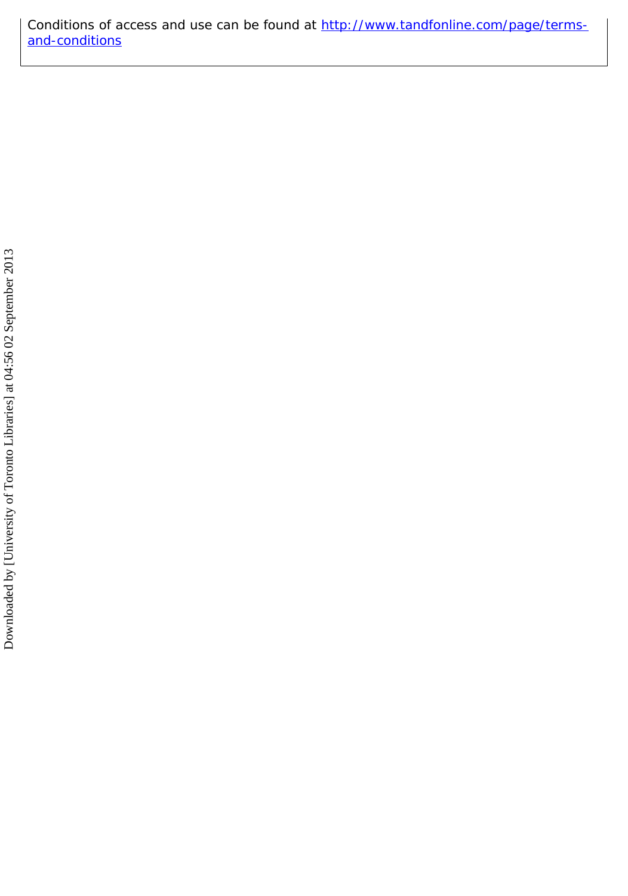Conditions of access and use can be found at [http://www.tandfonline.com/page/terms-and-conditions](http://www.tandfonline.com/page/terms-and-conditions)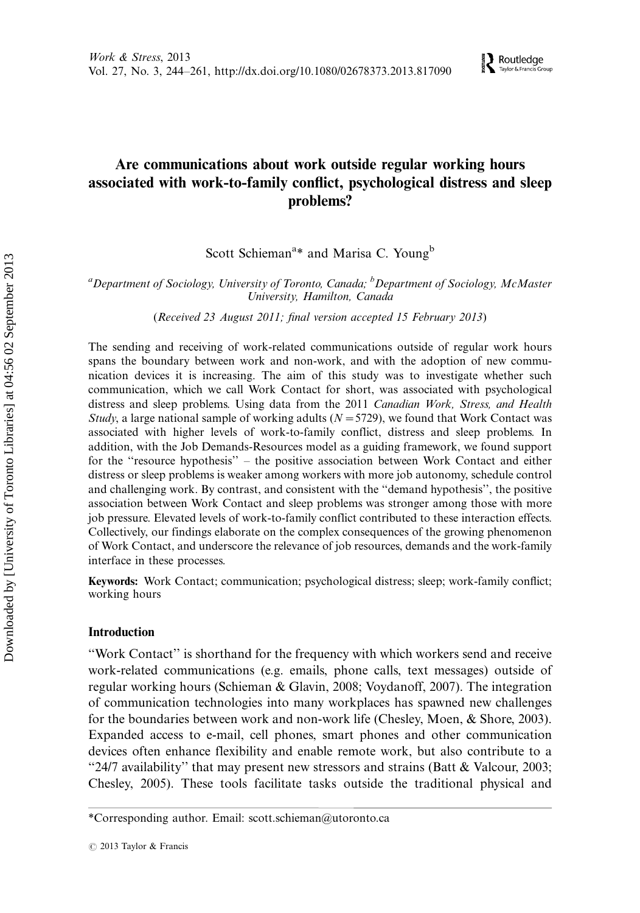# Are communications about work outside regular working hours associated with work-to-family conflict, psychological distress and sleep problems?

Scott Schieman[a]* and Marisa C. Young[b]

[a]*Department of Sociology, University of Toronto, Canada;* [b]*Department of Sociology, McMaster University, Hamilton, Canada*

(*Received 23 August 2011; final version accepted 15 February 2013*)

The sending and receiving of work-related communications outside of regular work hours spans the boundary between work and non-work, and with the adoption of new communication devices it is increasing. The aim of this study was to investigate whether such communication, which we call Work Contact for short, was associated with psychological distress and sleep problems. Using data from the 2011 *Canadian Work, Stress, and Health Study*, a large national sample of working adults ($N = 5729$), we found that Work Contact was associated with higher levels of work-to-family conflict, distress and sleep problems. In addition, with the Job Demands-Resources model as a guiding framework, we found support for the "resource hypothesis" – the positive association between Work Contact and either distress or sleep problems is weaker among workers with more job autonomy, schedule control and challenging work. By contrast, and consistent with the "demand hypothesis", the positive association between Work Contact and sleep problems was stronger among those with more job pressure. Elevated levels of work-to-family conflict contributed to these interaction effects. Collectively, our findings elaborate on the complex consequences of the growing phenomenon of Work Contact, and underscore the relevance of job resources, demands and the work-family interface in these processes.

**Keywords:** Work Contact; communication; psychological distress; sleep; work-family conflict; working hours

## Introduction

"Work Contact" is shorthand for the frequency with which workers send and receive work-related communications (e.g. emails, phone calls, text messages) outside of regular working hours (Schieman & Glavin, 2008; Voydanoff, 2007). The integration of communication technologies into many workplaces has spawned new challenges for the boundaries between work and non-work life (Chesley, Moen, & Shore, 2003). Expanded access to e-mail, cell phones, smart phones and other communication devices often enhance flexibility and enable remote work, but also contribute to a "24/7 availability" that may present new stressors and strains (Batt & Valcour, 2003; Chesley, 2005). These tools facilitate tasks outside the traditional physical and

*Corresponding author. Email: scott.schieman@utoronto.ca

© 2013 Taylor & Francis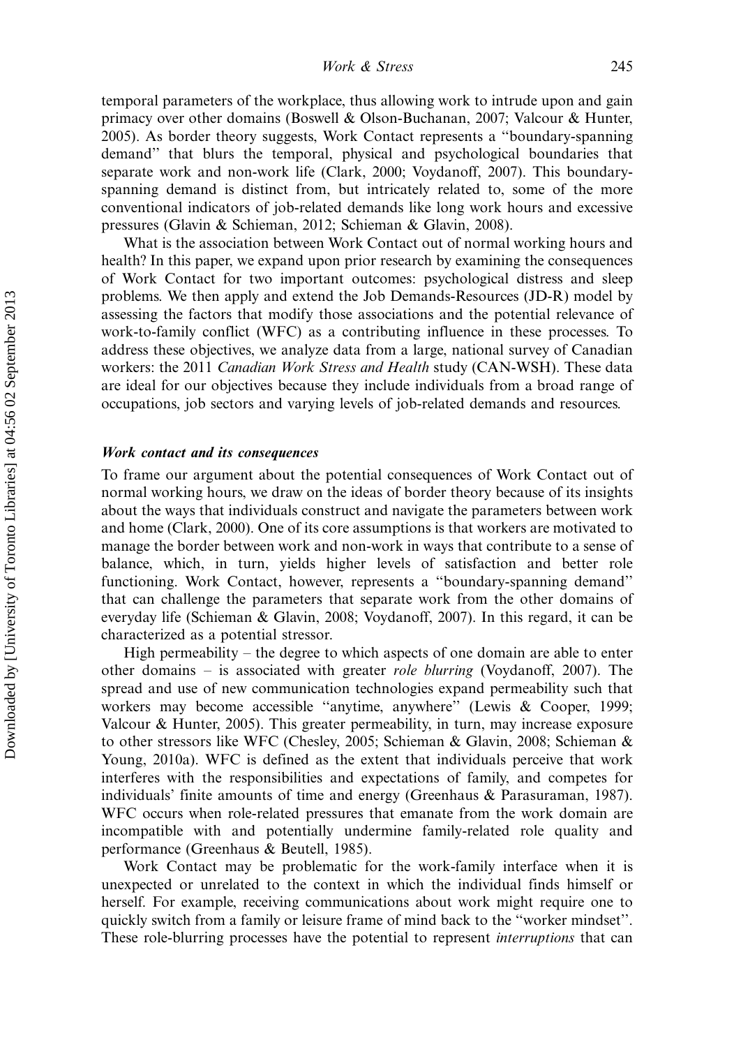temporal parameters of the workplace, thus allowing work to intrude upon and gain primacy over other domains (Boswell & Olson-Buchanan, 2007; Valcour & Hunter, 2005). As border theory suggests, Work Contact represents a "boundary-spanning demand" that blurs the temporal, physical and psychological boundaries that separate work and non-work life (Clark, 2000; Voydanoff, 2007). This boundary-spanning demand is distinct from, but intricately related to, some of the more conventional indicators of job-related demands like long work hours and excessive pressures (Glavin & Schieman, 2012; Schieman & Glavin, 2008).

What is the association between Work Contact out of normal working hours and health? In this paper, we expand upon prior research by examining the consequences of Work Contact for two important outcomes: psychological distress and sleep problems. We then apply and extend the Job Demands-Resources (JD-R) model by assessing the factors that modify those associations and the potential relevance of work-to-family conflict (WFC) as a contributing influence in these processes. To address these objectives, we analyze data from a large, national survey of Canadian workers: the 2011 *Canadian Work Stress and Health* study (CAN-WSH). These data are ideal for our objectives because they include individuals from a broad range of occupations, job sectors and varying levels of job-related demands and resources.

### *Work contact and its consequences*

To frame our argument about the potential consequences of Work Contact out of normal working hours, we draw on the ideas of border theory because of its insights about the ways that individuals construct and navigate the parameters between work and home (Clark, 2000). One of its core assumptions is that workers are motivated to manage the border between work and non-work in ways that contribute to a sense of balance, which, in turn, yields higher levels of satisfaction and better role functioning. Work Contact, however, represents a "boundary-spanning demand" that can challenge the parameters that separate work from the other domains of everyday life (Schieman & Glavin, 2008; Voydanoff, 2007). In this regard, it can be characterized as a potential stressor.

High permeability – the degree to which aspects of one domain are able to enter other domains – is associated with greater *role blurring* (Voydanoff, 2007). The spread and use of new communication technologies expand permeability such that workers may become accessible "anytime, anywhere" (Lewis & Cooper, 1999; Valcour & Hunter, 2005). This greater permeability, in turn, may increase exposure to other stressors like WFC (Chesley, 2005; Schieman & Glavin, 2008; Schieman & Young, 2010a). WFC is defined as the extent that individuals perceive that work interferes with the responsibilities and expectations of family, and competes for individuals' finite amounts of time and energy (Greenhaus & Parasuraman, 1987). WFC occurs when role-related pressures that emanate from the work domain are incompatible with and potentially undermine family-related role quality and performance (Greenhaus & Beutell, 1985).

Work Contact may be problematic for the work-family interface when it is unexpected or unrelated to the context in which the individual finds himself or herself. For example, receiving communications about work might require one to quickly switch from a family or leisure frame of mind back to the "worker mindset". These role-blurring processes have the potential to represent *interruptions* that can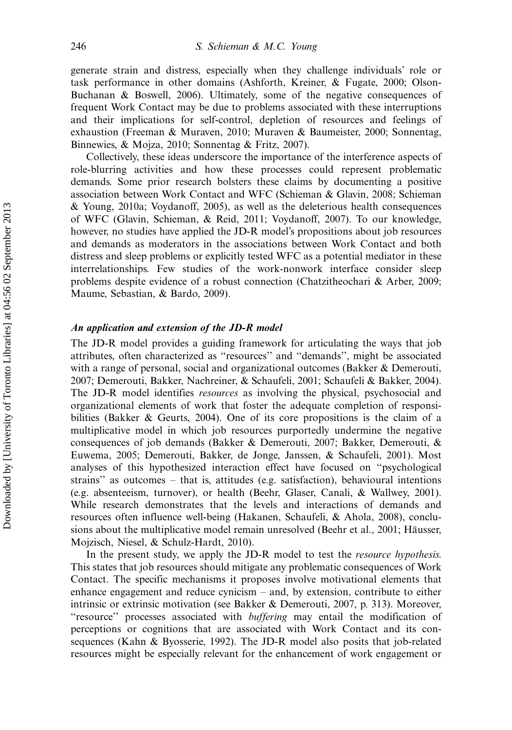generate strain and distress, especially when they challenge individuals' role or task performance in other domains (Ashforth, Kreiner, & Fugate, 2000; Olson-Buchanan & Boswell, 2006). Ultimately, some of the negative consequences of frequent Work Contact may be due to problems associated with these interruptions and their implications for self-control, depletion of resources and feelings of exhaustion (Freeman & Muraven, 2010; Muraven & Baumeister, 2000; Sonnentag, Binnewies, & Mojza, 2010; Sonnentag & Fritz, 2007).

Collectively, these ideas underscore the importance of the interference aspects of role-blurring activities and how these processes could represent problematic demands. Some prior research bolsters these claims by documenting a positive association between Work Contact and WFC (Schieman & Glavin, 2008; Schieman & Young, 2010a; Voydanoff, 2005), as well as the deleterious health consequences of WFC (Glavin, Schieman, & Reid, 2011; Voydanoff, 2007). To our knowledge, however, no studies have applied the JD-R model's propositions about job resources and demands as moderators in the associations between Work Contact and both distress and sleep problems or explicitly tested WFC as a potential mediator in these interrelationships. Few studies of the work-nonwork interface consider sleep problems despite evidence of a robust connection (Chatzitheochari & Arber, 2009; Maume, Sebastian, & Bardo, 2009).

### *An application and extension of the JD-R model*

The JD-R model provides a guiding framework for articulating the ways that job attributes, often characterized as "resources" and "demands", might be associated with a range of personal, social and organizational outcomes (Bakker & Demerouti, 2007; Demerouti, Bakker, Nachreiner, & Schaufeli, 2001; Schaufeli & Bakker, 2004). The JD-R model identifies *resources* as involving the physical, psychosocial and organizational elements of work that foster the adequate completion of responsibilities (Bakker & Geurts, 2004). One of its core propositions is the claim of a multiplicative model in which job resources purportedly undermine the negative consequences of job demands (Bakker & Demerouti, 2007; Bakker, Demerouti, & Euwema, 2005; Demerouti, Bakker, de Jonge, Janssen, & Schaufeli, 2001). Most analyses of this hypothesized interaction effect have focused on "psychological strains" as outcomes – that is, attitudes (e.g. satisfaction), behavioural intentions (e.g. absenteeism, turnover), or health (Beehr, Glaser, Canali, & Wallwey, 2001). While research demonstrates that the levels and interactions of demands and resources often influence well-being (Hakanen, Schaufeli, & Ahola, 2008), conclusions about the multiplicative model remain unresolved (Beehr et al., 2001; Häusser, Mojzisch, Niesel, & Schulz-Hardt, 2010).

In the present study, we apply the JD-R model to test the *resource hypothesis*. This states that job resources should mitigate any problematic consequences of Work Contact. The specific mechanisms it proposes involve motivational elements that enhance engagement and reduce cynicism – and, by extension, contribute to either intrinsic or extrinsic motivation (see Bakker & Demerouti, 2007, p. 313). Moreover, "resource" processes associated with *buffering* may entail the modification of perceptions or cognitions that are associated with Work Contact and its consequences (Kahn & Byosserie, 1992). The JD-R model also posits that job-related resources might be especially relevant for the enhancement of work engagement or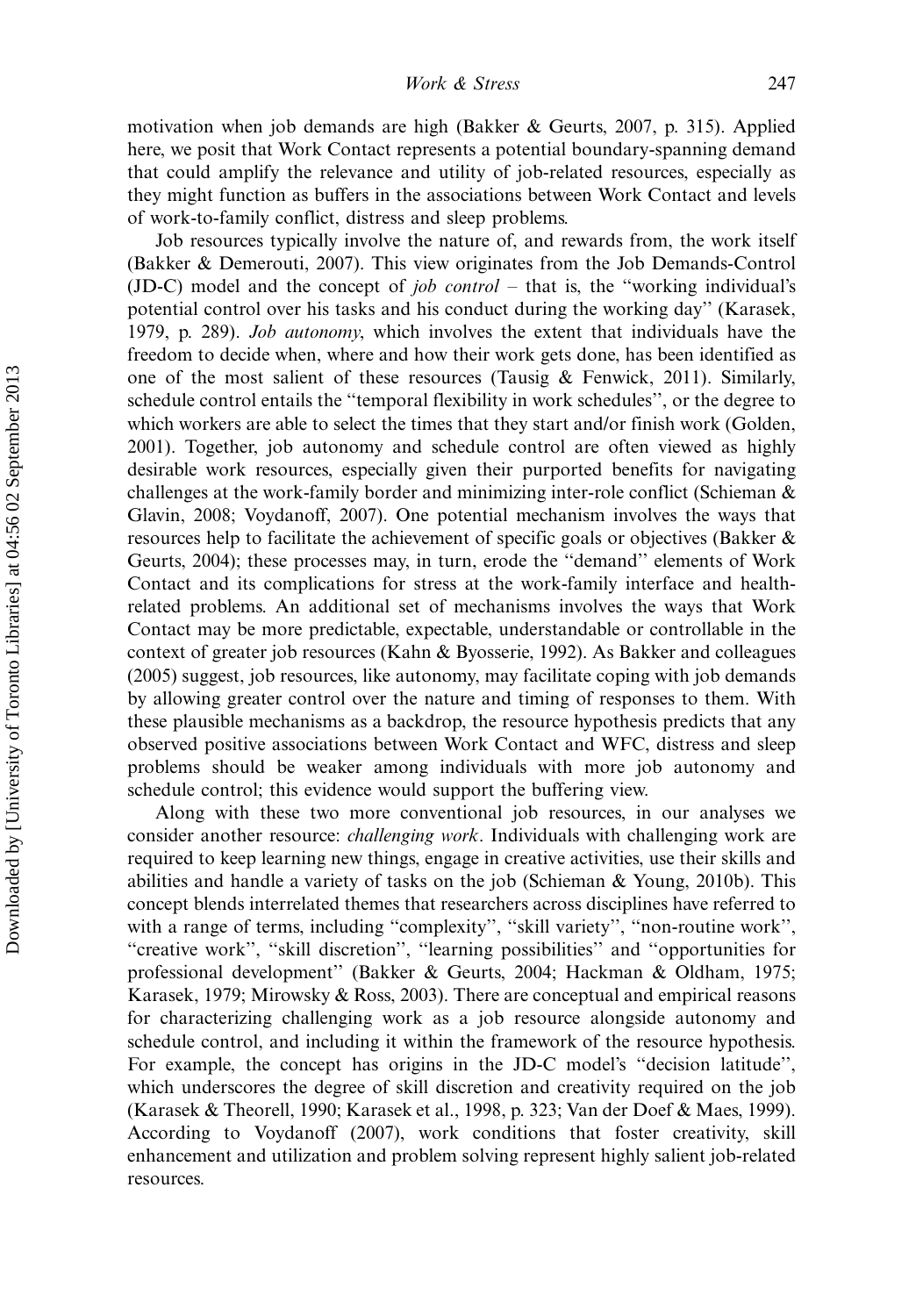motivation when job demands are high (Bakker & Geurts, 2007, p. 315). Applied here, we posit that Work Contact represents a potential boundary-spanning demand that could amplify the relevance and utility of job-related resources, especially as they might function as buffers in the associations between Work Contact and levels of work-to-family conflict, distress and sleep problems.

Job resources typically involve the nature of, and rewards from, the work itself (Bakker & Demerouti, 2007). This view originates from the Job Demands-Control (JD-C) model and the concept of *job control* – that is, the "working individual's potential control over his tasks and his conduct during the working day" (Karasek, 1979, p. 289). *Job autonomy*, which involves the extent that individuals have the freedom to decide when, where and how their work gets done, has been identified as one of the most salient of these resources (Tausig & Fenwick, 2011). Similarly, schedule control entails the "temporal flexibility in work schedules", or the degree to which workers are able to select the times that they start and/or finish work (Golden, 2001). Together, job autonomy and schedule control are often viewed as highly desirable work resources, especially given their purported benefits for navigating challenges at the work-family border and minimizing inter-role conflict (Schieman & Glavin, 2008; Voydanoff, 2007). One potential mechanism involves the ways that resources help to facilitate the achievement of specific goals or objectives (Bakker & Geurts, 2004); these processes may, in turn, erode the "demand" elements of Work Contact and its complications for stress at the work-family interface and health-related problems. An additional set of mechanisms involves the ways that Work Contact may be more predictable, expectable, understandable or controllable in the context of greater job resources (Kahn & Byosserie, 1992). As Bakker and colleagues (2005) suggest, job resources, like autonomy, may facilitate coping with job demands by allowing greater control over the nature and timing of responses to them. With these plausible mechanisms as a backdrop, the resource hypothesis predicts that any observed positive associations between Work Contact and WFC, distress and sleep problems should be weaker among individuals with more job autonomy and schedule control; this evidence would support the buffering view.

Along with these two more conventional job resources, in our analyses we consider another resource: *challenging work*. Individuals with challenging work are required to keep learning new things, engage in creative activities, use their skills and abilities and handle a variety of tasks on the job (Schieman & Young, 2010b). This concept blends interrelated themes that researchers across disciplines have referred to with a range of terms, including "complexity", "skill variety", "non-routine work", "creative work", "skill discretion", "learning possibilities" and "opportunities for professional development" (Bakker & Geurts, 2004; Hackman & Oldham, 1975; Karasek, 1979; Mirowsky & Ross, 2003). There are conceptual and empirical reasons for characterizing challenging work as a job resource alongside autonomy and schedule control, and including it within the framework of the resource hypothesis. For example, the concept has origins in the JD-C model's "decision latitude", which underscores the degree of skill discretion and creativity required on the job (Karasek & Theorell, 1990; Karasek et al., 1998, p. 323; Van der Doef & Maes, 1999). According to Voydanoff (2007), work conditions that foster creativity, skill enhancement and utilization and problem solving represent highly salient job-related resources.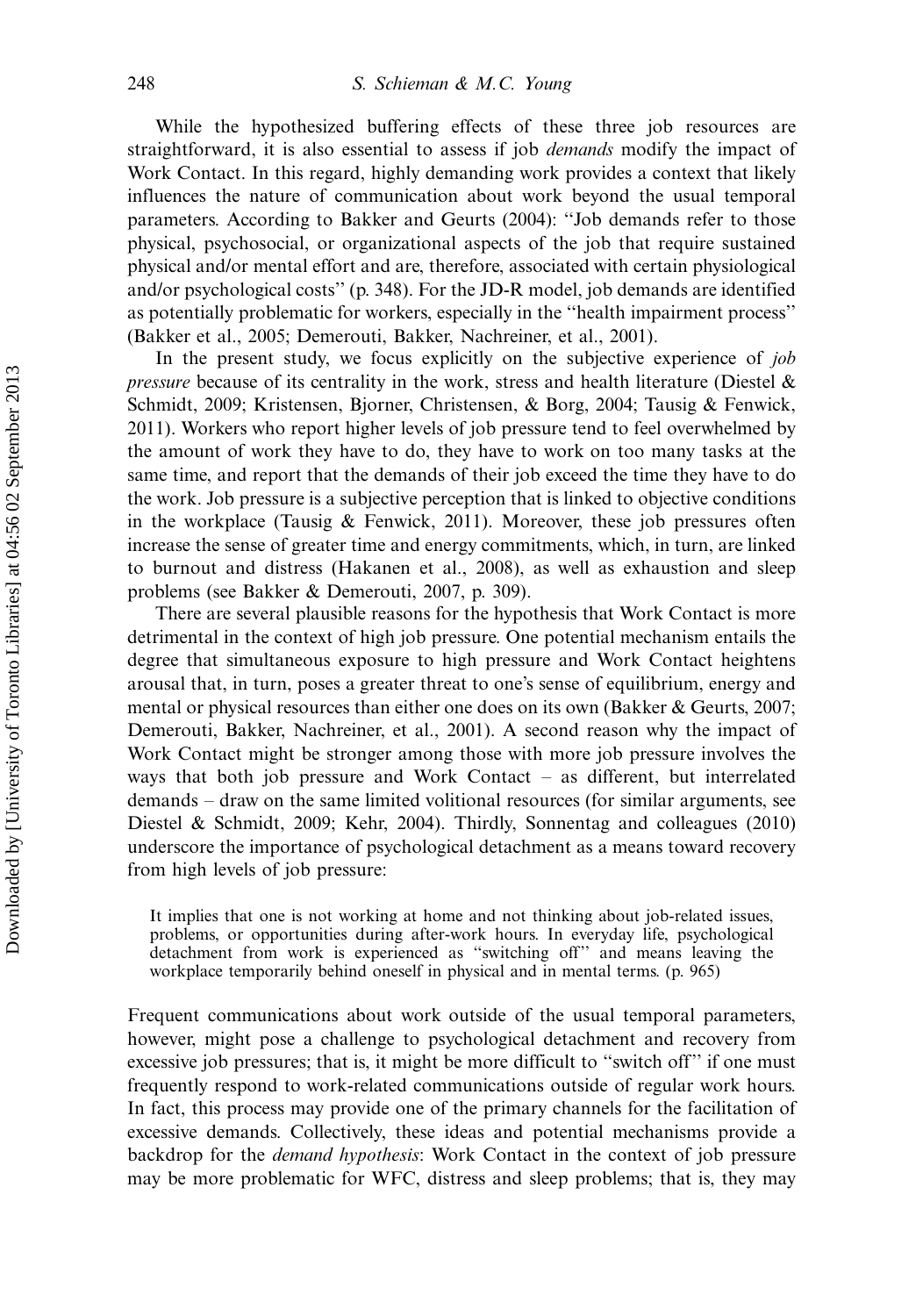While the hypothesized buffering effects of these three job resources are straightforward, it is also essential to assess if job *demands* modify the impact of Work Contact. In this regard, highly demanding work provides a context that likely influences the nature of communication about work beyond the usual temporal parameters. According to Bakker and Geurts (2004): ''Job demands refer to those physical, psychosocial, or organizational aspects of the job that require sustained physical and/or mental effort and are, therefore, associated with certain physiological and/or psychological costs'' (p. 348). For the JD-R model, job demands are identified as potentially problematic for workers, especially in the ''health impairment process'' (Bakker et al., 2005; Demerouti, Bakker, Nachreiner, et al., 2001).

In the present study, we focus explicitly on the subjective experience of *job pressure* because of its centrality in the work, stress and health literature (Diestel & Schmidt, 2009; Kristensen, Bjorner, Christensen, & Borg, 2004; Tausig & Fenwick, 2011). Workers who report higher levels of job pressure tend to feel overwhelmed by the amount of work they have to do, they have to work on too many tasks at the same time, and report that the demands of their job exceed the time they have to do the work. Job pressure is a subjective perception that is linked to objective conditions in the workplace (Tausig & Fenwick, 2011). Moreover, these job pressures often increase the sense of greater time and energy commitments, which, in turn, are linked to burnout and distress (Hakanen et al., 2008), as well as exhaustion and sleep problems (see Bakker & Demerouti, 2007, p. 309).

There are several plausible reasons for the hypothesis that Work Contact is more detrimental in the context of high job pressure. One potential mechanism entails the degree that simultaneous exposure to high pressure and Work Contact heightens arousal that, in turn, poses a greater threat to one's sense of equilibrium, energy and mental or physical resources than either one does on its own (Bakker & Geurts, 2007; Demerouti, Bakker, Nachreiner, et al., 2001). A second reason why the impact of Work Contact might be stronger among those with more job pressure involves the ways that both job pressure and Work Contact – as different, but interrelated demands – draw on the same limited volitional resources (for similar arguments, see Diestel & Schmidt, 2009; Kehr, 2004). Thirdly, Sonnentag and colleagues (2010) underscore the importance of psychological detachment as a means toward recovery from high levels of job pressure:

> It implies that one is not working at home and not thinking about job-related issues, problems, or opportunities during after-work hours. In everyday life, psychological detachment from work is experienced as ''switching off'' and means leaving the workplace temporarily behind oneself in physical and in mental terms. (p. 965)

Frequent communications about work outside of the usual temporal parameters, however, might pose a challenge to psychological detachment and recovery from excessive job pressures; that is, it might be more difficult to ''switch off'' if one must frequently respond to work-related communications outside of regular work hours. In fact, this process may provide one of the primary channels for the facilitation of excessive demands. Collectively, these ideas and potential mechanisms provide a backdrop for the *demand hypothesis*: Work Contact in the context of job pressure may be more problematic for WFC, distress and sleep problems; that is, they may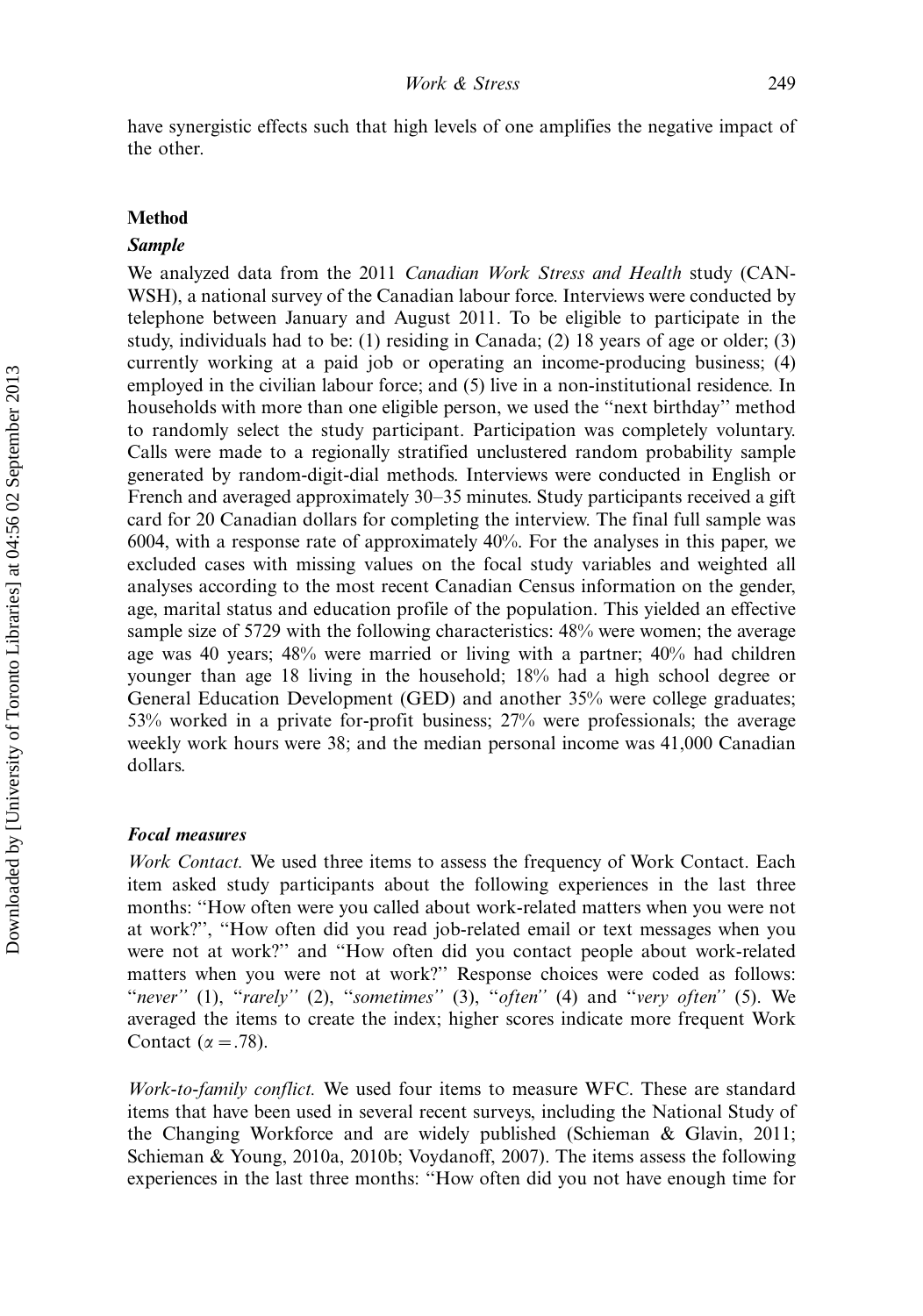have synergistic effects such that high levels of one amplifies the negative impact of the other.

## Method

### *Sample*

We analyzed data from the 2011 *Canadian Work Stress and Health* study (CAN-WSH), a national survey of the Canadian labour force. Interviews were conducted by telephone between January and August 2011. To be eligible to participate in the study, individuals had to be: (1) residing in Canada; (2) 18 years of age or older; (3) currently working at a paid job or operating an income-producing business; (4) employed in the civilian labour force; and (5) live in a non-institutional residence. In households with more than one eligible person, we used the "next birthday" method to randomly select the study participant. Participation was completely voluntary. Calls were made to a regionally stratified unclustered random probability sample generated by random-digit-dial methods. Interviews were conducted in English or French and averaged approximately 30–35 minutes. Study participants received a gift card for 20 Canadian dollars for completing the interview. The final full sample was 6004, with a response rate of approximately 40%. For the analyses in this paper, we excluded cases with missing values on the focal study variables and weighted all analyses according to the most recent Canadian Census information on the gender, age, marital status and education profile of the population. This yielded an effective sample size of 5729 with the following characteristics: 48% were women; the average age was 40 years; 48% were married or living with a partner; 40% had children younger than age 18 living in the household; 18% had a high school degree or General Education Development (GED) and another 35% were college graduates; 53% worked in a private for-profit business; 27% were professionals; the average weekly work hours were 38; and the median personal income was 41,000 Canadian dollars.

### *Focal measures*

*Work Contact.* We used three items to assess the frequency of Work Contact. Each item asked study participants about the following experiences in the last three months: "How often were you called about work-related matters when you were not at work?", "How often did you read job-related email or text messages when you were not at work?" and "How often did you contact people about work-related matters when you were not at work?" Response choices were coded as follows: "*never*" (1), "*rarely*" (2), "*sometimes*" (3), "*often*" (4) and "*very often*" (5). We averaged the items to create the index; higher scores indicate more frequent Work Contact ($\alpha = .78$).

*Work-to-family conflict.* We used four items to measure WFC. These are standard items that have been used in several recent surveys, including the National Study of the Changing Workforce and are widely published (Schieman & Glavin, 2011; Schieman & Young, 2010a, 2010b; Voydanoff, 2007). The items assess the following experiences in the last three months: "How often did you not have enough time for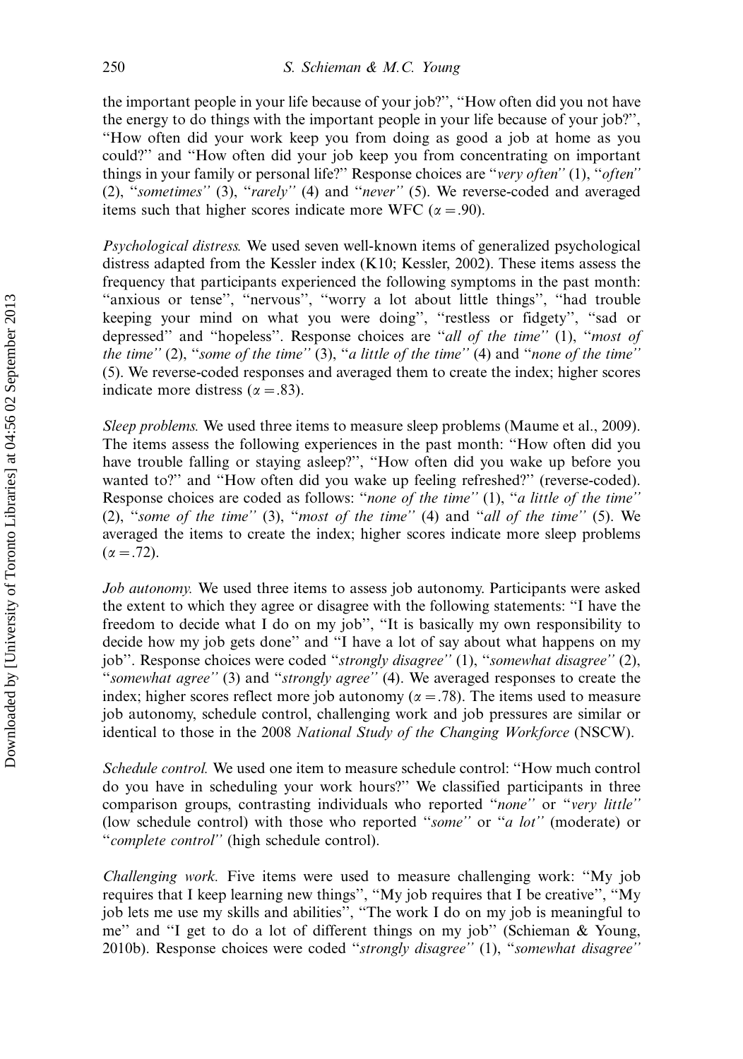the important people in your life because of your job?'', ''How often did you not have the energy to do things with the important people in your life because of your job?'', ''How often did your work keep you from doing as good a job at home as you could?'' and ''How often did your job keep you from concentrating on important things in your family or personal life?'' Response choices are ''*very often*'' (1), ''*often*'' (2), ''*sometimes*'' (3), ''*rarely*'' (4) and ''*never*'' (5). We reverse-coded and averaged items such that higher scores indicate more WFC ($\alpha = .90$).

*Psychological distress.* We used seven well-known items of generalized psychological distress adapted from the Kessler index (K10; Kessler, 2002). These items assess the frequency that participants experienced the following symptoms in the past month: ''anxious or tense'', ''nervous'', ''worry a lot about little things'', ''had trouble keeping your mind on what you were doing'', ''restless or fidgety'', ''sad or depressed'' and ''hopeless''. Response choices are ''*all of the time*'' (1), ''*most of the time*'' (2), ''*some of the time*'' (3), ''*a little of the time*'' (4) and ''*none of the time*'' (5). We reverse-coded responses and averaged them to create the index; higher scores indicate more distress ($\alpha = .83$).

*Sleep problems.* We used three items to measure sleep problems (Maume et al., 2009). The items assess the following experiences in the past month: ''How often did you have trouble falling or staying asleep?'', ''How often did you wake up before you wanted to?'' and ''How often did you wake up feeling refreshed?'' (reverse-coded). Response choices are coded as follows: ''*none of the time*'' (1), ''*a little of the time*'' (2), ''*some of the time*'' (3), ''*most of the time*'' (4) and ''*all of the time*'' (5). We averaged the items to create the index; higher scores indicate more sleep problems ($\alpha = .72$).

*Job autonomy.* We used three items to assess job autonomy. Participants were asked the extent to which they agree or disagree with the following statements: ''I have the freedom to decide what I do on my job'', ''It is basically my own responsibility to decide how my job gets done'' and ''I have a lot of say about what happens on my job''. Response choices were coded ''*strongly disagree*'' (1), ''*somewhat disagree*'' (2), ''*somewhat agree*'' (3) and ''*strongly agree*'' (4). We averaged responses to create the index; higher scores reflect more job autonomy ($\alpha = .78$). The items used to measure job autonomy, schedule control, challenging work and job pressures are similar or identical to those in the 2008 *National Study of the Changing Workforce* (NSCW).

*Schedule control.* We used one item to measure schedule control: ''How much control do you have in scheduling your work hours?'' We classified participants in three comparison groups, contrasting individuals who reported ''*none*'' or ''*very little*'' (low schedule control) with those who reported ''*some*'' or ''*a lot*'' (moderate) or ''*complete control*'' (high schedule control).

*Challenging work.* Five items were used to measure challenging work: ''My job requires that I keep learning new things'', ''My job requires that I be creative'', ''My job lets me use my skills and abilities'', ''The work I do on my job is meaningful to me'' and ''I get to do a lot of different things on my job'' (Schieman & Young, 2010b). Response choices were coded ''*strongly disagree*'' (1), ''*somewhat disagree*''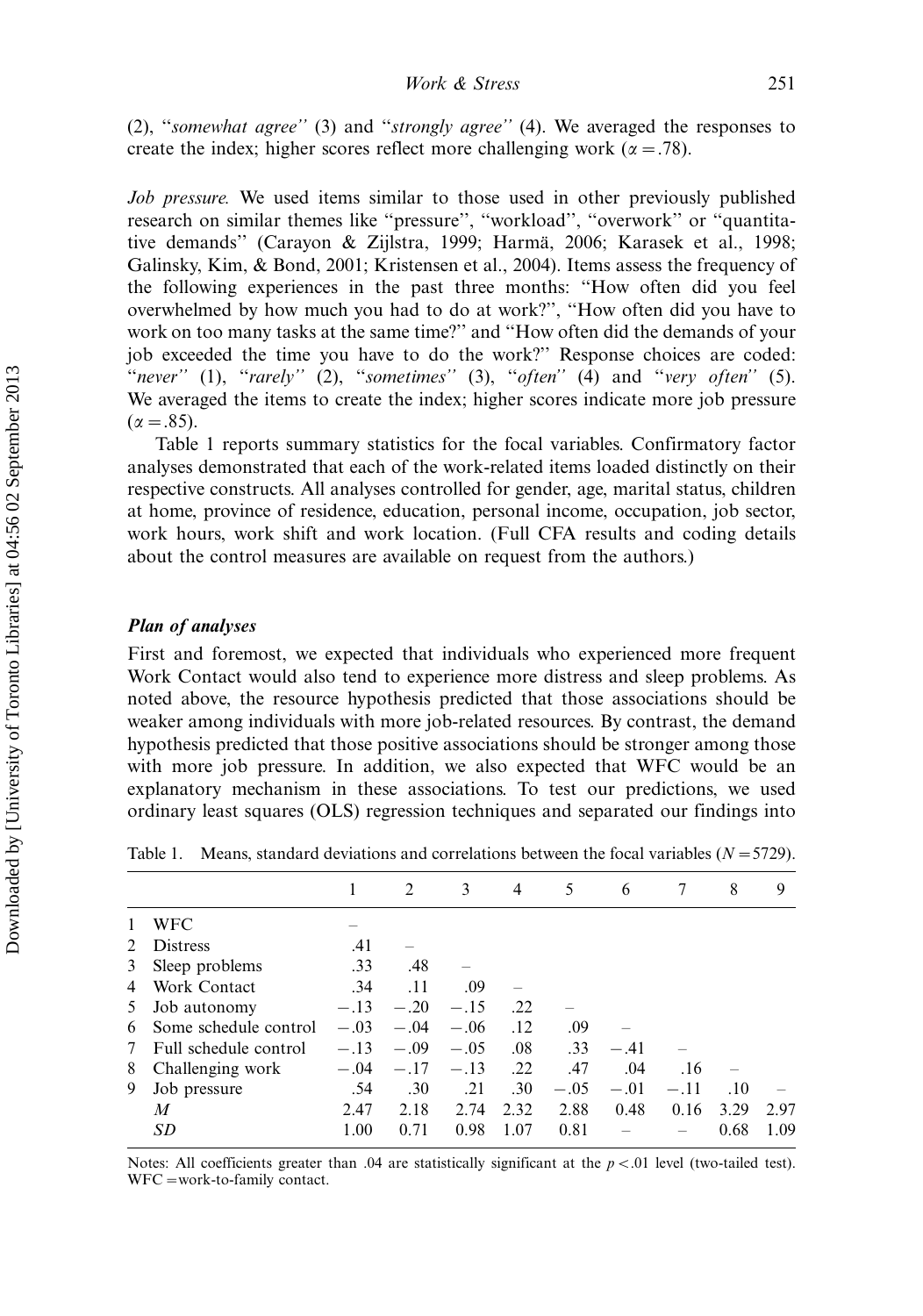(2), "*somewhat agree*" (3) and "*strongly agree*" (4). We averaged the responses to create the index; higher scores reflect more challenging work ($\alpha = .78$).

*Job pressure.* We used items similar to those used in other previously published research on similar themes like "pressure", "workload", "overwork" or "quantitative demands" (Carayon & Zijlstra, 1999; Harmä, 2006; Karasek et al., 1998; Galinsky, Kim, & Bond, 2001; Kristensen et al., 2004). Items assess the frequency of the following experiences in the past three months: "How often did you feel overwhelmed by how much you had to do at work?", "How often did you have to work on too many tasks at the same time?" and "How often did the demands of your job exceeded the time you have to do the work?" Response choices are coded: "*never*" (1), "*rarely*" (2), "*sometimes*" (3), "*often*" (4) and "*very often*" (5). We averaged the items to create the index; higher scores indicate more job pressure ($\alpha = .85$).

Table 1 reports summary statistics for the focal variables. Confirmatory factor analyses demonstrated that each of the work-related items loaded distinctly on their respective constructs. All analyses controlled for gender, age, marital status, children at home, province of residence, education, personal income, occupation, job sector, work hours, work shift and work location. (Full CFA results and coding details about the control measures are available on request from the authors.)

### *Plan of analyses*

First and foremost, we expected that individuals who experienced more frequent Work Contact would also tend to experience more distress and sleep problems. As noted above, the resource hypothesis predicted that those associations should be weaker among individuals with more job-related resources. By contrast, the demand hypothesis predicted that those positive associations should be stronger among those with more job pressure. In addition, we also expected that WFC would be an explanatory mechanism in these associations. To test our predictions, we used ordinary least squares (OLS) regression techniques and separated our findings into

Table 1. Means, standard deviations and correlations between the focal variables ($N = 5729$).

| | | 1 | 2 | 3 | 4 | 5 | 6 | 7 | 8 | 9 |
|---|---|---|---|---|---|---|---|---|---|---|
| 1 | WFC | – | | | | | | | | |
| 2 | Distress | .41 | – | | | | | | | |
| 3 | Sleep problems | .33 | .48 | – | | | | | | |
| 4 | Work Contact | .34 | .11 | .09 | – | | | | | |
| 5 | Job autonomy | −.13 | −.20 | −.15 | .22 | – | | | | |
| 6 | Some schedule control | −.03 | −.04 | −.06 | .12 | .09 | – | | | |
| 7 | Full schedule control | −.13 | −.09 | −.05 | .08 | .33 | −.41 | – | | |
| 8 | Challenging work | −.04 | −.17 | −.13 | .22 | .47 | .04 | .16 | – | |
| 9 | Job pressure | .54 | .30 | .21 | .30 | −.05 | −.01 | −.11 | .10 | – |
| | *M* | 2.47 | 2.18 | 2.74 | 2.32 | 2.88 | 0.48 | 0.16 | 3.29 | 2.97 |
| | *SD* | 1.00 | 0.71 | 0.98 | 1.07 | 0.81 | – | – | 0.68 | 1.09 |

Notes: All coefficients greater than .04 are statistically significant at the $p < .01$ level (two-tailed test). WFC = work-to-family contact.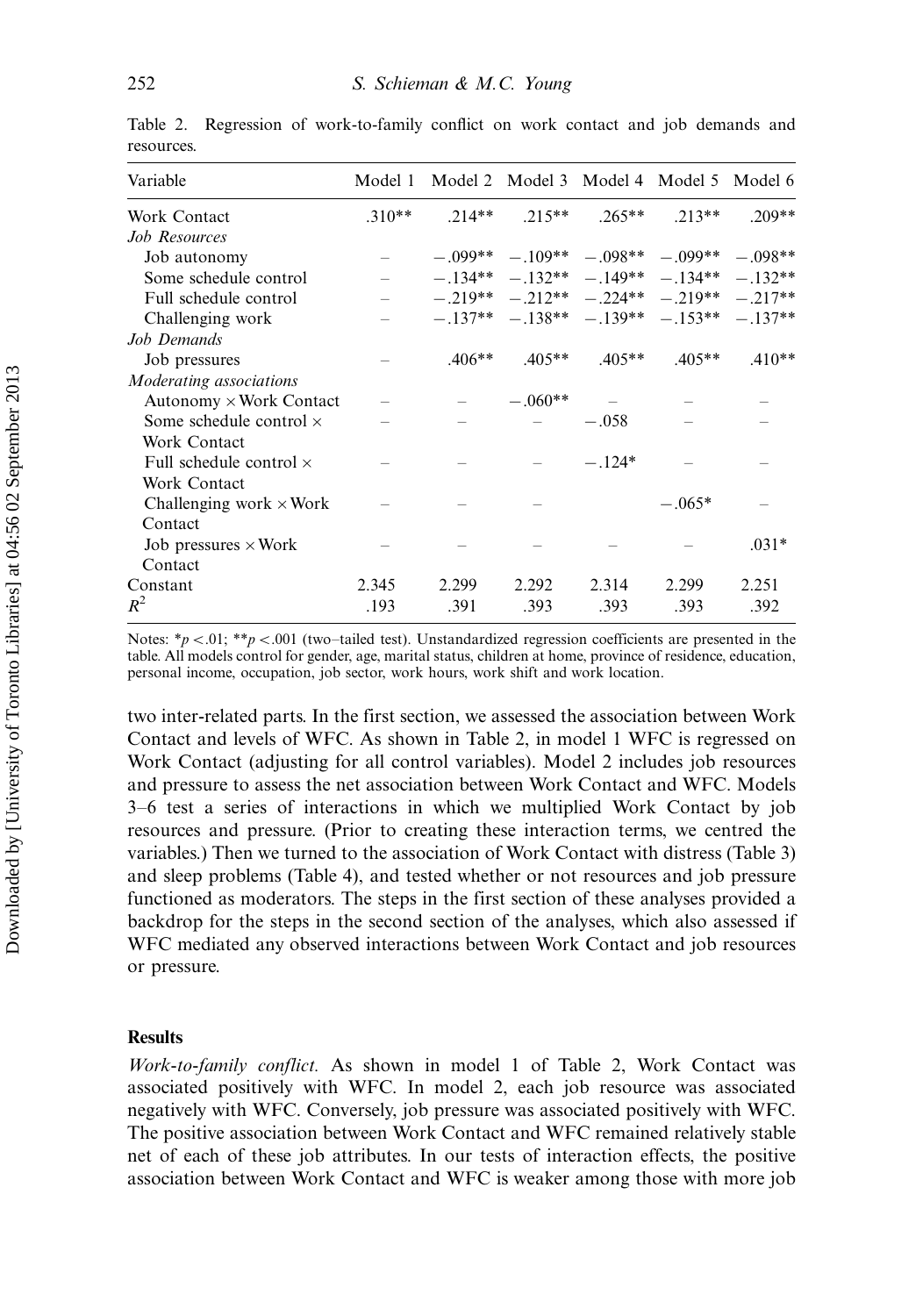Table 2. Regression of work-to-family conflict on work contact and job demands and resources.

| Variable | Model 1 | Model 2 | Model 3 | Model 4 | Model 5 | Model 6 |
|---|---|---|---|---|---|---|
| Work Contact | .310** | .214** | .215** | .265** | .213** | .209** |
| *Job Resources* | | | | | | |
| Job autonomy | – | −.099** | −.109** | −.098** | −.099** | −.098** |
| Some schedule control | – | −.134** | −.132** | −.149** | −.134** | −.132** |
| Full schedule control | – | −.219** | −.212** | −.224** | −.219** | −.217** |
| Challenging work | – | −.137** | −.138** | −.139** | −.153** | −.137** |
| *Job Demands* | | | | | | |
| Job pressures | – | .406** | .405** | .405** | .405** | .410** |
| *Moderating associations* | | | | | | |
| Autonomy × Work Contact | – | – | −.060** | – | – | – |
| Some schedule control × Work Contact | – | – | – | −.058 | – | – |
| Full schedule control × Work Contact | – | – | – | −.124* | – | – |
| Challenging work × Work Contact | – | – | – | | −.065* | – |
| Job pressures × Work Contact | – | – | – | – | – | .031* |
| Constant | 2.345 | 2.299 | 2.292 | 2.314 | 2.299 | 2.251 |
| $R^2$ | .193 | .391 | .393 | .393 | .393 | .392 |

Notes: *$p < .01$; **$p < .001$ (two–tailed test). Unstandardized regression coefficients are presented in the table. All models control for gender, age, marital status, children at home, province of residence, education, personal income, occupation, job sector, work hours, work shift and work location.

two inter-related parts. In the first section, we assessed the association between Work Contact and levels of WFC. As shown in Table 2, in model 1 WFC is regressed on Work Contact (adjusting for all control variables). Model 2 includes job resources and pressure to assess the net association between Work Contact and WFC. Models 3–6 test a series of interactions in which we multiplied Work Contact by job resources and pressure. (Prior to creating these interaction terms, we centred the variables.) Then we turned to the association of Work Contact with distress (Table 3) and sleep problems (Table 4), and tested whether or not resources and job pressure functioned as moderators. The steps in the first section of these analyses provided a backdrop for the steps in the second section of the analyses, which also assessed if WFC mediated any observed interactions between Work Contact and job resources or pressure.

## Results

*Work-to-family conflict.* As shown in model 1 of Table 2, Work Contact was associated positively with WFC. In model 2, each job resource was associated negatively with WFC. Conversely, job pressure was associated positively with WFC. The positive association between Work Contact and WFC remained relatively stable net of each of these job attributes. In our tests of interaction effects, the positive association between Work Contact and WFC is weaker among those with more job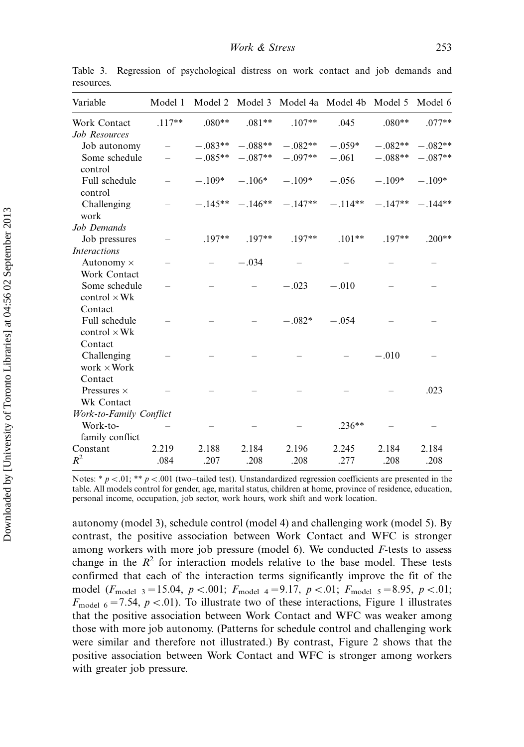Table 3. Regression of psychological distress on work contact and job demands and resources.

| Variable | Model 1 | Model 2 | Model 3 | Model 4a | Model 4b | Model 5 | Model 6 |
|---|---|---|---|---|---|---|---|
| Work Contact | .117** | .080** | .081** | .107** | .045 | .080** | .077** |
| *Job Resources* | | | | | | | |
| Job autonomy | – | −.083** | −.088** | −.082** | −.059* | −.082** | −.082** |
| Some schedule control | – | −.085** | −.087** | −.097** | −.061 | −.088** | −.087** |
| Full schedule control | – | −.109* | −.106* | −.109* | −.056 | −.109* | −.109* |
| Challenging work | – | −.145** | −.146** | −.147** | −.114** | −.147** | −.144** |
| *Job Demands* | | | | | | | |
| Job pressures | – | .197** | .197** | .197** | .101** | .197** | .200** |
| *Interactions* | | | | | | | |
| Autonomy × Work Contact | – | – | −.034 | – | – | – | – |
| Some schedule control × Wk Contact | – | – | – | −.023 | −.010 | – | – |
| Full schedule control × Wk Contact | – | – | – | −.082* | −.054 | – | – |
| Challenging work × Work Contact | – | – | – | – | – | −.010 | – |
| Pressures × Wk Contact | – | – | – | – | – | – | .023 |
| *Work-to-Family Conflict* | | | | | | | |
| Work-to-family conflict | – | – | – | – | .236** | – | – |
| Constant | 2.219 | 2.188 | 2.184 | 2.196 | 2.245 | 2.184 | 2.184 |
| $R^2$ | .084 | .207 | .208 | .208 | .277 | .208 | .208 |

Notes: * $p < .01$; ** $p < .001$ (two–tailed test). Unstandardized regression coefficients are presented in the table. All models control for gender, age, marital status, children at home, province of residence, education, personal income, occupation, job sector, work hours, work shift and work location.

autonomy (model 3), schedule control (model 4) and challenging work (model 5). By contrast, the positive association between Work Contact and WFC is stronger among workers with more job pressure (model 6). We conducted *F*-tests to assess change in the $R^2$ for interaction models relative to the base model. These tests confirmed that each of the interaction terms significantly improve the fit of the model ($F_{\text{model } 3} = 15.04$, $p < .001$; $F_{\text{model } 4} = 9.17$, $p < .01$; $F_{\text{model } 5} = 8.95$, $p < .01$; $F_{\text{model } 6} = 7.54$, $p < .01$). To illustrate two of these interactions, Figure 1 illustrates that the positive association between Work Contact and WFC was weaker among those with more job autonomy. (Patterns for schedule control and challenging work were similar and therefore not illustrated.) By contrast, Figure 2 shows that the positive association between Work Contact and WFC is stronger among workers with greater job pressure.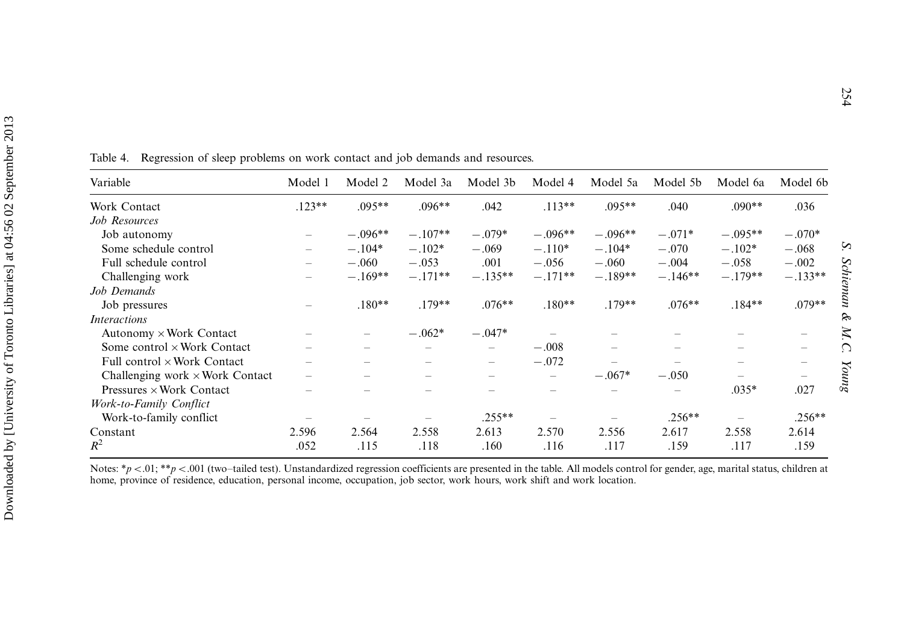Table 4. Regression of sleep problems on work contact and job demands and resources.

| Variable | Model 1 | Model 2 | Model 3a | Model 3b | Model 4 | Model 5a | Model 5b | Model 6a | Model 6b |
|---|---|---|---|---|---|---|---|---|---|
| Work Contact | .123** | .095** | .096** | .042 | .113** | .095** | .040 | .090** | .036 |
| *Job Resources* | | | | | | | | | |
| Job autonomy | – | −.096** | −.107** | −.079* | −.096** | −.096** | −.071* | −.095** | −.070* |
| Some schedule control | – | −.104* | −.102* | −.069 | −.110* | −.104* | −.070 | −.102* | −.068 |
| Full schedule control | – | −.060 | −.053 | .001 | −.056 | −.060 | −.004 | −.058 | −.002 |
| Challenging work | – | −.169** | −.171** | −.135** | −.171** | −.189** | −.146** | −.179** | −.133** |
| *Job Demands* | | | | | | | | | |
| Job pressures | – | .180** | .179** | .076** | .180** | .179** | .076** | .184** | .079** |
| *Interactions* | | | | | | | | | |
| Autonomy × Work Contact | – | – | −.062* | −.047* | – | – | – | – | – |
| Some control × Work Contact | – | – | – | – | −.008 | – | – | – | – |
| Full control × Work Contact | – | – | – | – | −.072 | – | – | – | – |
| Challenging work × Work Contact | – | – | – | – | – | −.067* | −.050 | – | – |
| Pressures × Work Contact | – | – | – | – | – | – | – | .035* | .027 |
| *Work-to-Family Conflict* | | | | | | | | | |
| Work-to-family conflict | – | – | – | .255** | – | – | .256** | – | .256** |
| Constant | 2.596 | 2.564 | 2.558 | 2.613 | 2.570 | 2.556 | 2.617 | 2.558 | 2.614 |
| $R^2$ | .052 | .115 | .118 | .160 | .116 | .117 | .159 | .117 | .159 |

Notes: $*p < .01$; $**p < .001$ (two–tailed test). Unstandardized regression coefficients are presented in the table. All models control for gender, age, marital status, children at home, province of residence, education, personal income, occupation, job sector, work hours, work shift and work location.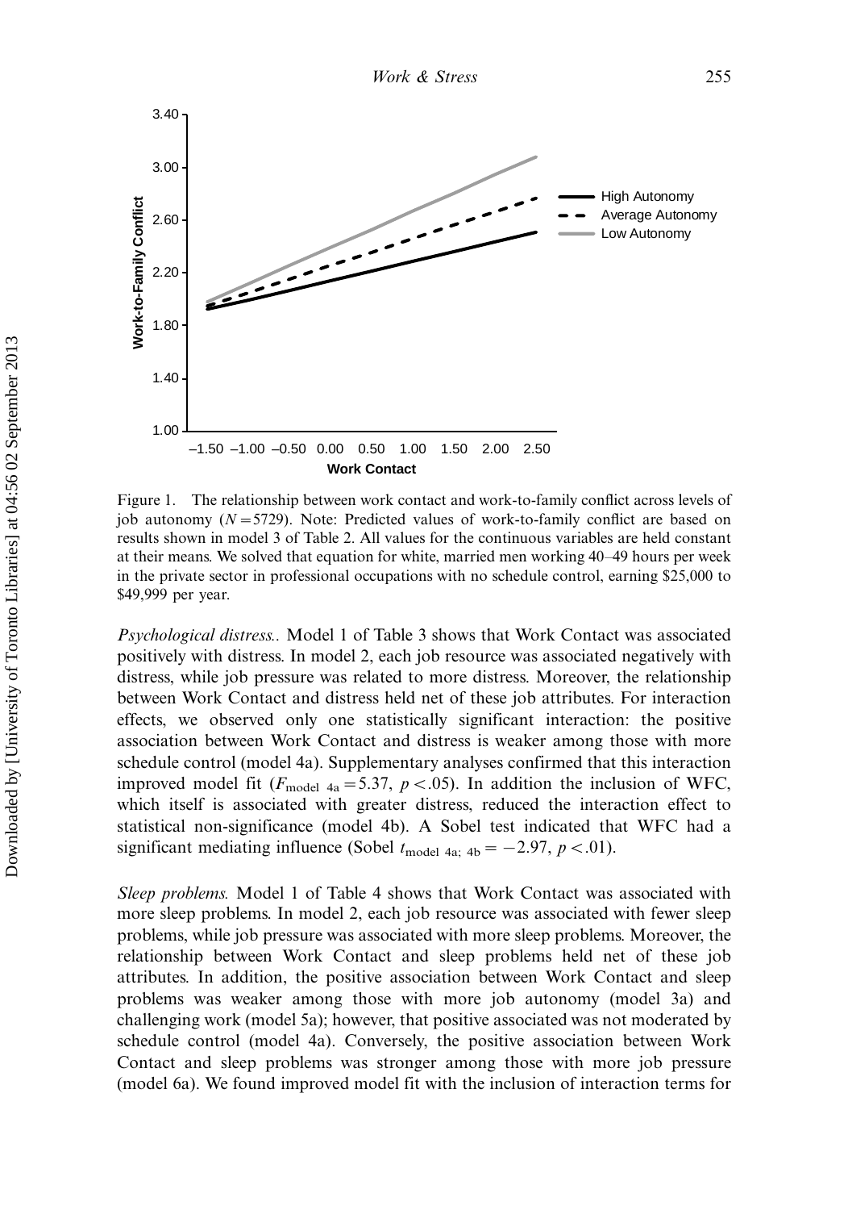Figure 1. The relationship between work contact and work-to-family conflict across levels of job autonomy ($N = 5729$). Note: Predicted values of work-to-family conflict are based on results shown in model 3 of Table 2. All values for the continuous variables are held constant at their means. We solved that equation for white, married men working 40–49 hours per week in the private sector in professional occupations with no schedule control, earning \$25,000 to \$49,999 per year.

*Psychological distress.*. Model 1 of Table 3 shows that Work Contact was associated positively with distress. In model 2, each job resource was associated negatively with distress, while job pressure was related to more distress. Moreover, the relationship between Work Contact and distress held net of these job attributes. For interaction effects, we observed only one statistically significant interaction: the positive association between Work Contact and distress is weaker among those with more schedule control (model 4a). Supplementary analyses confirmed that this interaction improved model fit ($F_{\text{model 4a}} = 5.37$, $p < .05$). In addition the inclusion of WFC, which itself is associated with greater distress, reduced the interaction effect to statistical non-significance (model 4b). A Sobel test indicated that WFC had a significant mediating influence (Sobel $t_{\text{model 4a; 4b}} = -2.97$, $p < .01$).

*Sleep problems.* Model 1 of Table 4 shows that Work Contact was associated with more sleep problems. In model 2, each job resource was associated with fewer sleep problems, while job pressure was associated with more sleep problems. Moreover, the relationship between Work Contact and sleep problems held net of these job attributes. In addition, the positive association between Work Contact and sleep problems was weaker among those with more job autonomy (model 3a) and challenging work (model 5a); however, that positive associated was not moderated by schedule control (model 4a). Conversely, the positive association between Work Contact and sleep problems was stronger among those with more job pressure (model 6a). We found improved model fit with the inclusion of interaction terms for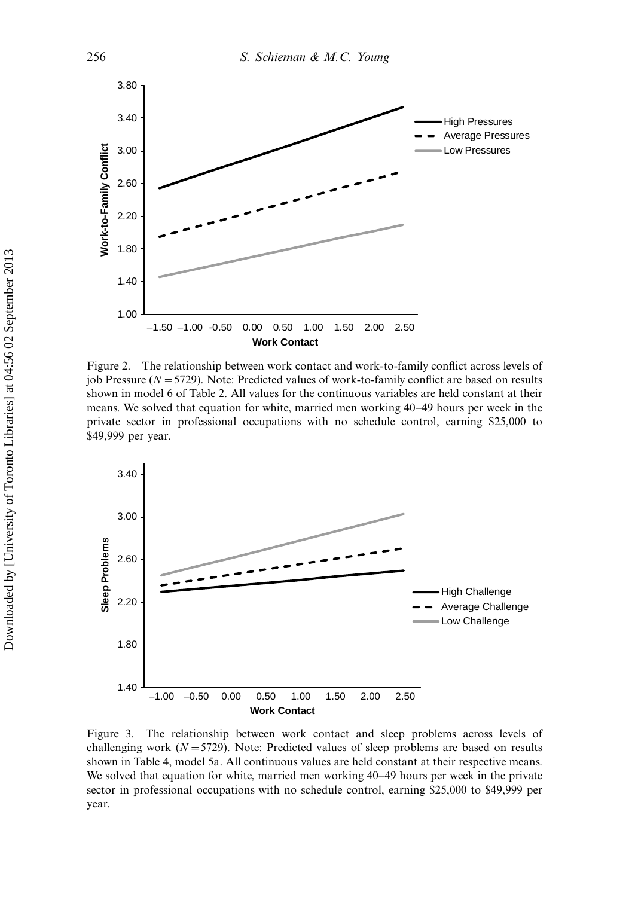Figure 2. The relationship between work contact and work-to-family conflict across levels of job Pressure ($N = 5729$). Note: Predicted values of work-to-family conflict are based on results shown in model 6 of Table 2. All values for the continuous variables are held constant at their means. We solved that equation for white, married men working 40–49 hours per week in the private sector in professional occupations with no schedule control, earning \$25,000 to \$49,999 per year.

Figure 3. The relationship between work contact and sleep problems across levels of challenging work ($N = 5729$). Note: Predicted values of sleep problems are based on results shown in Table 4, model 5a. All continuous values are held constant at their respective means. We solved that equation for white, married men working 40–49 hours per week in the private sector in professional occupations with no schedule control, earning \$25,000 to \$49,999 per year.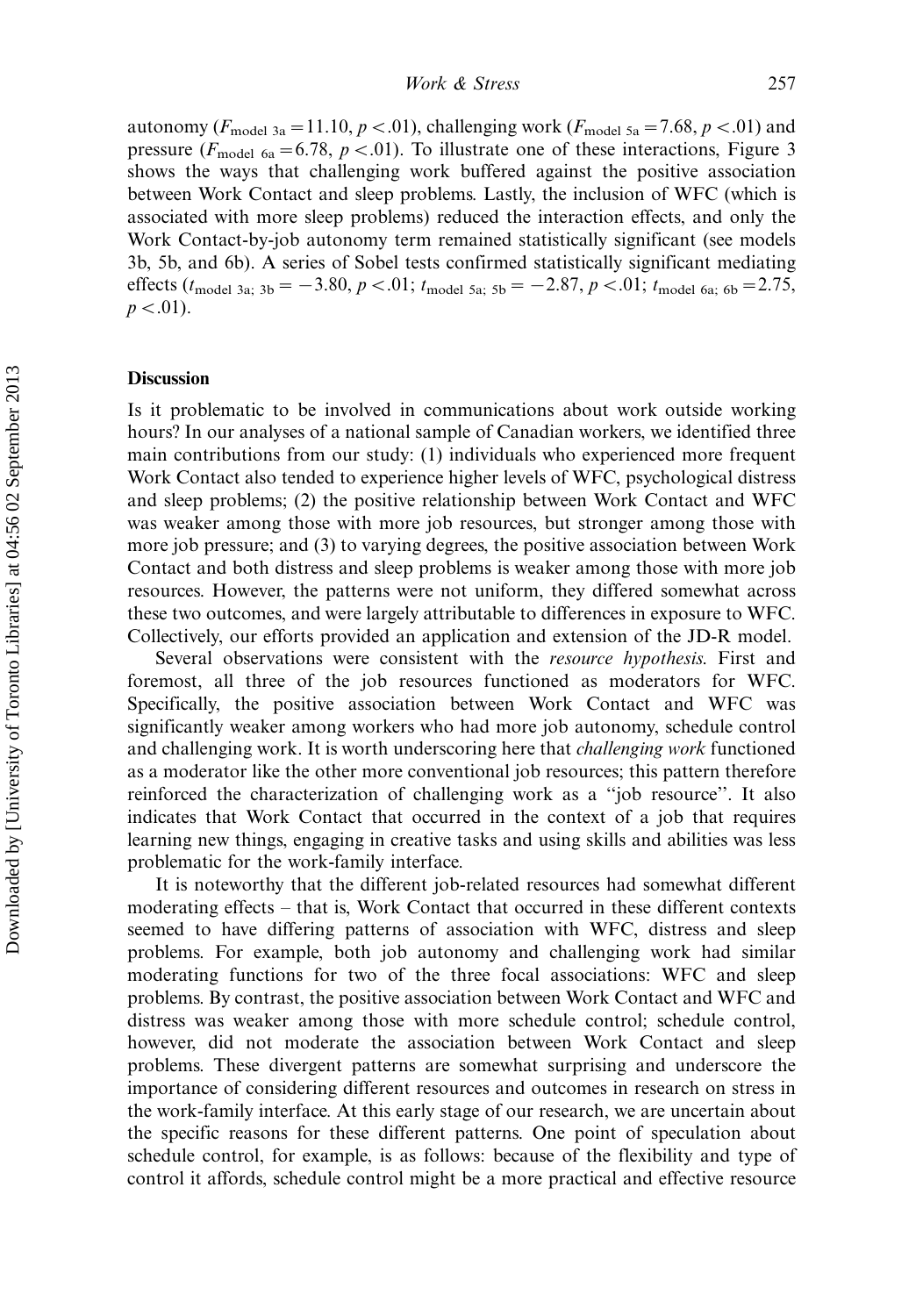autonomy ($F_{\text{model 3a}} = 11.10$, $p < .01$), challenging work ($F_{\text{model 5a}} = 7.68$, $p < .01$) and pressure ($F_{\text{model 6a}} = 6.78$, $p < .01$). To illustrate one of these interactions, Figure 3 shows the ways that challenging work buffered against the positive association between Work Contact and sleep problems. Lastly, the inclusion of WFC (which is associated with more sleep problems) reduced the interaction effects, and only the Work Contact-by-job autonomy term remained statistically significant (see models 3b, 5b, and 6b). A series of Sobel tests confirmed statistically significant mediating effects ($t_{\text{model 3a; 3b}} = -3.80$, $p < .01$; $t_{\text{model 5a; 5b}} = -2.87$, $p < .01$; $t_{\text{model 6a; 6b}} = 2.75$, $p < .01$).

## Discussion

Is it problematic to be involved in communications about work outside working hours? In our analyses of a national sample of Canadian workers, we identified three main contributions from our study: (1) individuals who experienced more frequent Work Contact also tended to experience higher levels of WFC, psychological distress and sleep problems; (2) the positive relationship between Work Contact and WFC was weaker among those with more job resources, but stronger among those with more job pressure; and (3) to varying degrees, the positive association between Work Contact and both distress and sleep problems is weaker among those with more job resources. However, the patterns were not uniform, they differed somewhat across these two outcomes, and were largely attributable to differences in exposure to WFC. Collectively, our efforts provided an application and extension of the JD-R model.

Several observations were consistent with the *resource hypothesis*. First and foremost, all three of the job resources functioned as moderators for WFC. Specifically, the positive association between Work Contact and WFC was significantly weaker among workers who had more job autonomy, schedule control and challenging work. It is worth underscoring here that *challenging work* functioned as a moderator like the other more conventional job resources; this pattern therefore reinforced the characterization of challenging work as a "job resource". It also indicates that Work Contact that occurred in the context of a job that requires learning new things, engaging in creative tasks and using skills and abilities was less problematic for the work-family interface.

It is noteworthy that the different job-related resources had somewhat different moderating effects – that is, Work Contact that occurred in these different contexts seemed to have differing patterns of association with WFC, distress and sleep problems. For example, both job autonomy and challenging work had similar moderating functions for two of the three focal associations: WFC and sleep problems. By contrast, the positive association between Work Contact and WFC and distress was weaker among those with more schedule control; schedule control, however, did not moderate the association between Work Contact and sleep problems. These divergent patterns are somewhat surprising and underscore the importance of considering different resources and outcomes in research on stress in the work-family interface. At this early stage of our research, we are uncertain about the specific reasons for these different patterns. One point of speculation about schedule control, for example, is as follows: because of the flexibility and type of control it affords, schedule control might be a more practical and effective resource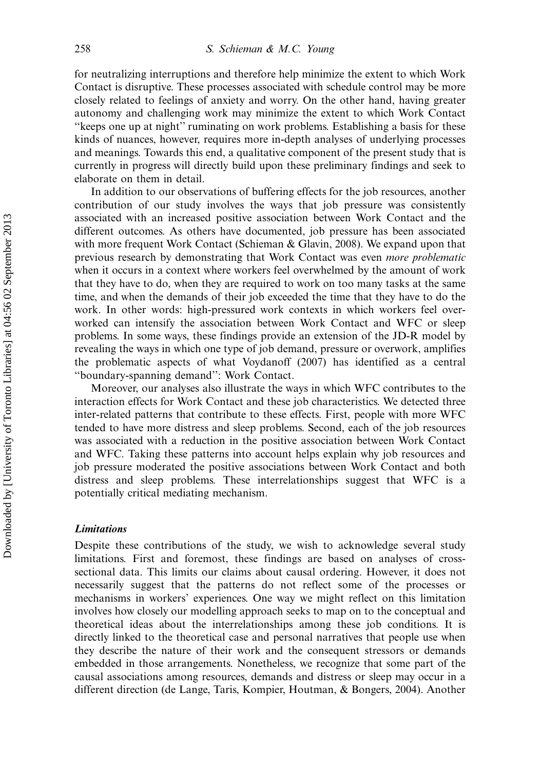for neutralizing interruptions and therefore help minimize the extent to which Work Contact is disruptive. These processes associated with schedule control may be more closely related to feelings of anxiety and worry. On the other hand, having greater autonomy and challenging work may minimize the extent to which Work Contact "keeps one up at night" ruminating on work problems. Establishing a basis for these kinds of nuances, however, requires more in-depth analyses of underlying processes and meanings. Towards this end, a qualitative component of the present study that is currently in progress will directly build upon these preliminary findings and seek to elaborate on them in detail.

In addition to our observations of buffering effects for the job resources, another contribution of our study involves the ways that job pressure was consistently associated with an increased positive association between Work Contact and the different outcomes. As others have documented, job pressure has been associated with more frequent Work Contact (Schieman & Glavin, 2008). We expand upon that previous research by demonstrating that Work Contact was even *more problematic* when it occurs in a context where workers feel overwhelmed by the amount of work that they have to do, when they are required to work on too many tasks at the same time, and when the demands of their job exceeded the time that they have to do the work. In other words: high-pressured work contexts in which workers feel overworked can intensify the association between Work Contact and WFC or sleep problems. In some ways, these findings provide an extension of the JD-R model by revealing the ways in which one type of job demand, pressure or overwork, amplifies the problematic aspects of what Voydanoff (2007) has identified as a central "boundary-spanning demand": Work Contact.

Moreover, our analyses also illustrate the ways in which WFC contributes to the interaction effects for Work Contact and these job characteristics. We detected three inter-related patterns that contribute to these effects. First, people with more WFC tended to have more distress and sleep problems. Second, each of the job resources was associated with a reduction in the positive association between Work Contact and WFC. Taking these patterns into account helps explain why job resources and job pressure moderated the positive associations between Work Contact and both distress and sleep problems. These interrelationships suggest that WFC is a potentially critical mediating mechanism.

### *Limitations*

Despite these contributions of the study, we wish to acknowledge several study limitations. First and foremost, these findings are based on analyses of cross-sectional data. This limits our claims about causal ordering. However, it does not necessarily suggest that the patterns do not reflect some of the processes or mechanisms in workers' experiences. One way we might reflect on this limitation involves how closely our modelling approach seeks to map on to the conceptual and theoretical ideas about the interrelationships among these job conditions. It is directly linked to the theoretical case and personal narratives that people use when they describe the nature of their work and the consequent stressors or demands embedded in those arrangements. Nonetheless, we recognize that some part of the causal associations among resources, demands and distress or sleep may occur in a different direction (de Lange, Taris, Kompier, Houtman, & Bongers, 2004). Another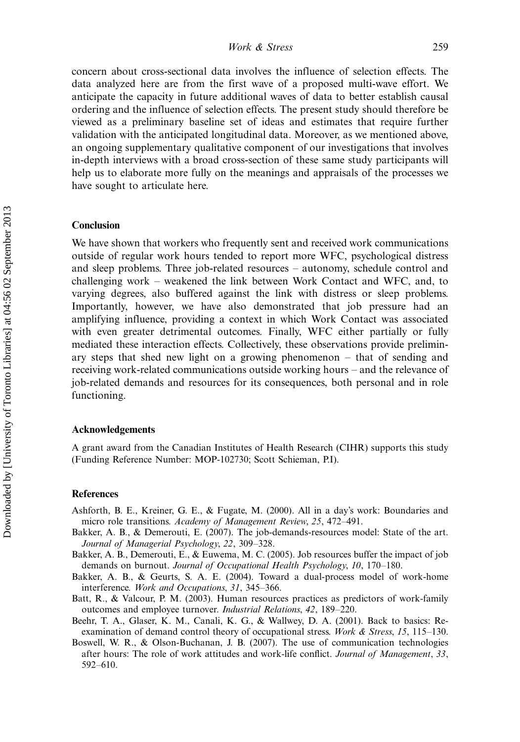concern about cross-sectional data involves the influence of selection effects. The data analyzed here are from the first wave of a proposed multi-wave effort. We anticipate the capacity in future additional waves of data to better establish causal ordering and the influence of selection effects. The present study should therefore be viewed as a preliminary baseline set of ideas and estimates that require further validation with the anticipated longitudinal data. Moreover, as we mentioned above, an ongoing supplementary qualitative component of our investigations that involves in-depth interviews with a broad cross-section of these same study participants will help us to elaborate more fully on the meanings and appraisals of the processes we have sought to articulate here.

## Conclusion

We have shown that workers who frequently sent and received work communications outside of regular work hours tended to report more WFC, psychological distress and sleep problems. Three job-related resources – autonomy, schedule control and challenging work – weakened the link between Work Contact and WFC, and, to varying degrees, also buffered against the link with distress or sleep problems. Importantly, however, we have also demonstrated that job pressure had an amplifying influence, providing a context in which Work Contact was associated with even greater detrimental outcomes. Finally, WFC either partially or fully mediated these interaction effects. Collectively, these observations provide preliminary steps that shed new light on a growing phenomenon – that of sending and receiving work-related communications outside working hours – and the relevance of job-related demands and resources for its consequences, both personal and in role functioning.

## Acknowledgements

A grant award from the Canadian Institutes of Health Research (CIHR) supports this study (Funding Reference Number: MOP-102730; Scott Schieman, P.I).

## References

Ashforth, B. E., Kreiner, G. E., & Fugate, M. (2000). All in a day's work: Boundaries and micro role transitions. *Academy of Management Review*, *25*, 472–491.

Bakker, A. B., & Demerouti, E. (2007). The job-demands-resources model: State of the art. *Journal of Managerial Psychology*, *22*, 309–328.

Bakker, A. B., Demerouti, E., & Euwema, M. C. (2005). Job resources buffer the impact of job demands on burnout. *Journal of Occupational Health Psychology*, *10*, 170–180.

Bakker, A. B., & Geurts, S. A. E. (2004). Toward a dual-process model of work-home interference. *Work and Occupations*, *31*, 345–366.

Batt, R., & Valcour, P. M. (2003). Human resources practices as predictors of work-family outcomes and employee turnover. *Industrial Relations*, *42*, 189–220.

Beehr, T. A., Glaser, K. M., Canali, K. G., & Wallwey, D. A. (2001). Back to basics: Re-examination of demand control theory of occupational stress. *Work & Stress*, *15*, 115–130.

Boswell, W. R., & Olson-Buchanan, J. B. (2007). The use of communication technologies after hours: The role of work attitudes and work-life conflict. *Journal of Management*, *33*, 592–610.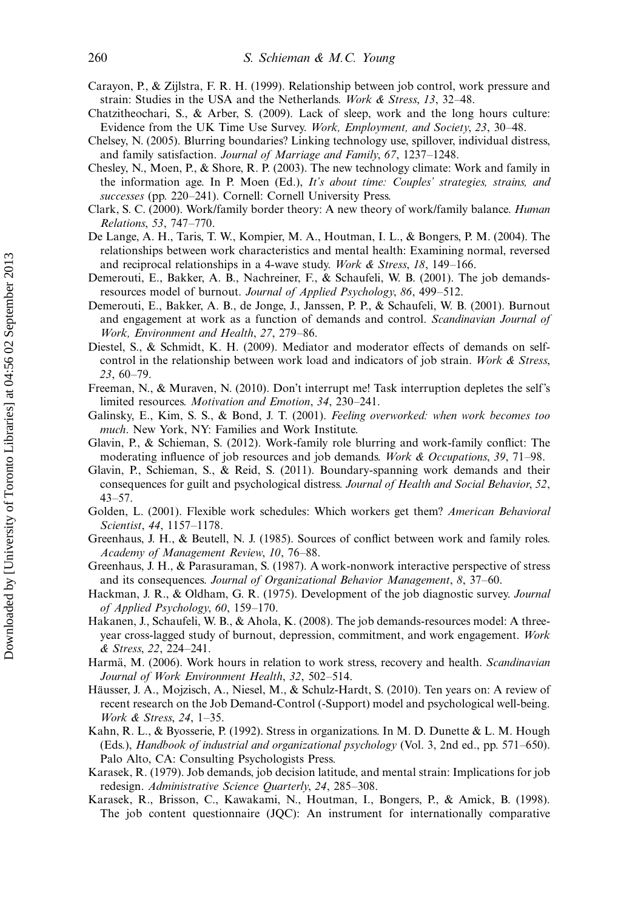Carayon, P., & Zijlstra, F. R. H. (1999). Relationship between job control, work pressure and strain: Studies in the USA and the Netherlands. *Work & Stress*, *13*, 32–48.

Chatzitheochari, S., & Arber, S. (2009). Lack of sleep, work and the long hours culture: Evidence from the UK Time Use Survey. *Work, Employment, and Society*, *23*, 30–48.

Chelsey, N. (2005). Blurring boundaries? Linking technology use, spillover, individual distress, and family satisfaction. *Journal of Marriage and Family*, *67*, 1237–1248.

Chesley, N., Moen, P., & Shore, R. P. (2003). The new technology climate: Work and family in the information age. In P. Moen (Ed.), *It's about time: Couples' strategies, strains, and successes* (pp. 220–241). Cornell: Cornell University Press.

Clark, S. C. (2000). Work/family border theory: A new theory of work/family balance. *Human Relations*, *53*, 747–770.

De Lange, A. H., Taris, T. W., Kompier, M. A., Houtman, I. L., & Bongers, P. M. (2004). The relationships between work characteristics and mental health: Examining normal, reversed and reciprocal relationships in a 4-wave study. *Work & Stress*, *18*, 149–166.

Demerouti, E., Bakker, A. B., Nachreiner, F., & Schaufeli, W. B. (2001). The job demands-resources model of burnout. *Journal of Applied Psychology*, *86*, 499–512.

Demerouti, E., Bakker, A. B., de Jonge, J., Janssen, P. P., & Schaufeli, W. B. (2001). Burnout and engagement at work as a function of demands and control. *Scandinavian Journal of Work, Environment and Health*, *27*, 279–86.

Diestel, S., & Schmidt, K. H. (2009). Mediator and moderator effects of demands on self-control in the relationship between work load and indicators of job strain. *Work & Stress*, *23*, 60–79.

Freeman, N., & Muraven, N. (2010). Don't interrupt me! Task interruption depletes the self's limited resources. *Motivation and Emotion*, *34*, 230–241.

Galinsky, E., Kim, S. S., & Bond, J. T. (2001). *Feeling overworked: when work becomes too much*. New York, NY: Families and Work Institute.

Glavin, P., & Schieman, S. (2012). Work-family role blurring and work-family conflict: The moderating influence of job resources and job demands. *Work & Occupations*, *39*, 71–98.

Glavin, P., Schieman, S., & Reid, S. (2011). Boundary-spanning work demands and their consequences for guilt and psychological distress. *Journal of Health and Social Behavior*, *52*, 43–57.

Golden, L. (2001). Flexible work schedules: Which workers get them? *American Behavioral Scientist*, *44*, 1157–1178.

Greenhaus, J. H., & Beutell, N. J. (1985). Sources of conflict between work and family roles. *Academy of Management Review*, *10*, 76–88.

Greenhaus, J. H., & Parasuraman, S. (1987). A work-nonwork interactive perspective of stress and its consequences. *Journal of Organizational Behavior Management*, *8*, 37–60.

Hackman, J. R., & Oldham, G. R. (1975). Development of the job diagnostic survey. *Journal of Applied Psychology*, *60*, 159–170.

Hakanen, J., Schaufeli, W. B., & Ahola, K. (2008). The job demands-resources model: A three-year cross-lagged study of burnout, depression, commitment, and work engagement. *Work & Stress*, *22*, 224–241.

Harmä, M. (2006). Work hours in relation to work stress, recovery and health. *Scandinavian Journal of Work Environment Health*, *32*, 502–514.

Häusser, J. A., Mojzisch, A., Niesel, M., & Schulz-Hardt, S. (2010). Ten years on: A review of recent research on the Job Demand-Control (-Support) model and psychological well-being. *Work & Stress*, *24*, 1–35.

Kahn, R. L., & Byosserie, P. (1992). Stress in organizations. In M. D. Dunette & L. M. Hough (Eds.), *Handbook of industrial and organizational psychology* (Vol. 3, 2nd ed., pp. 571–650). Palo Alto, CA: Consulting Psychologists Press.

Karasek, R. (1979). Job demands, job decision latitude, and mental strain: Implications for job redesign. *Administrative Science Quarterly*, *24*, 285–308.

Karasek, R., Brisson, C., Kawakami, N., Houtman, I., Bongers, P., & Amick, B. (1998). The job content questionnaire (JQC): An instrument for internationally comparative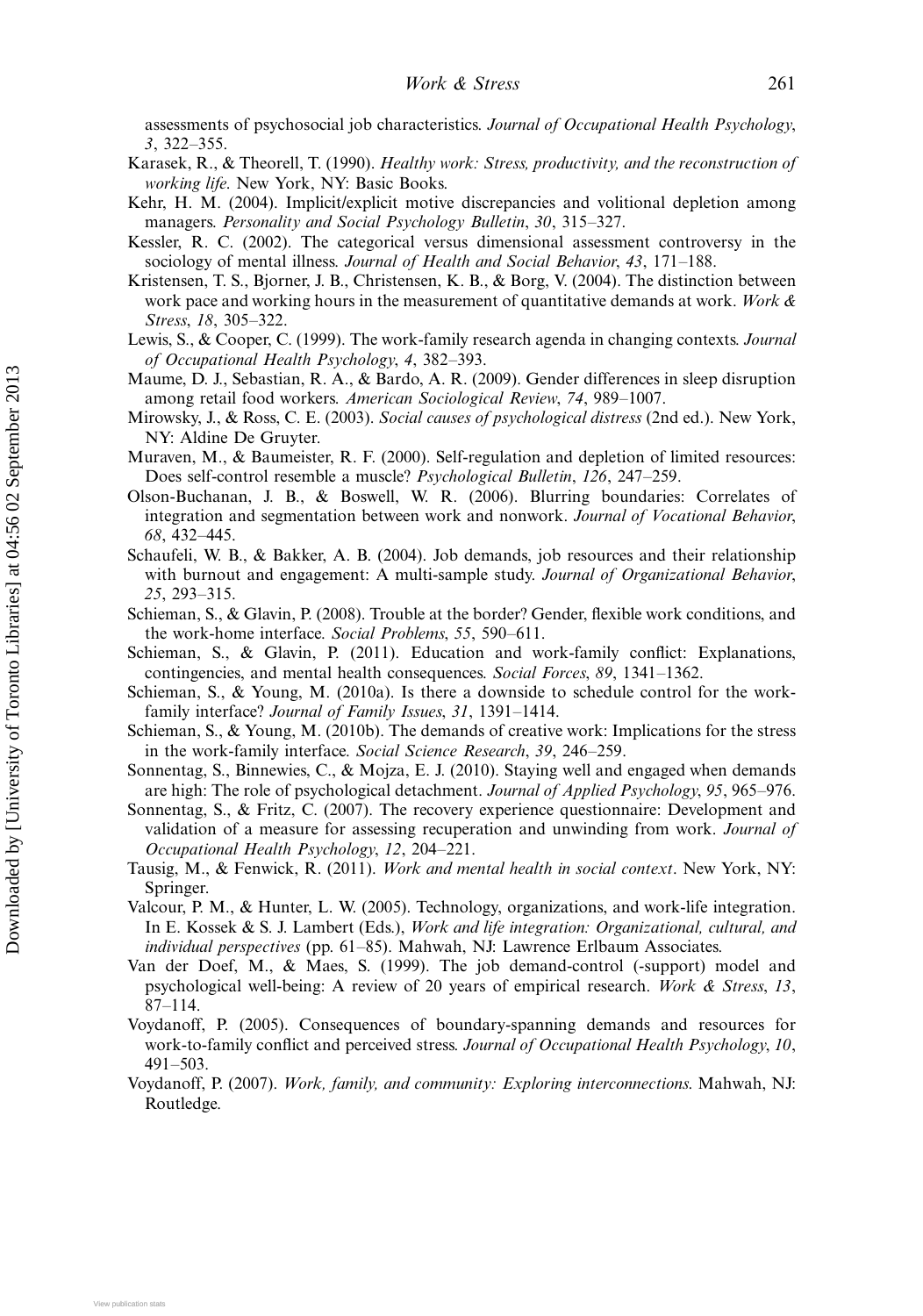assessments of psychosocial job characteristics. *Journal of Occupational Health Psychology*, *3*, 322–355.

Karasek, R., & Theorell, T. (1990). *Healthy work: Stress, productivity, and the reconstruction of working life*. New York, NY: Basic Books.

Kehr, H. M. (2004). Implicit/explicit motive discrepancies and volitional depletion among managers. *Personality and Social Psychology Bulletin*, *30*, 315–327.

Kessler, R. C. (2002). The categorical versus dimensional assessment controversy in the sociology of mental illness. *Journal of Health and Social Behavior*, *43*, 171–188.

Kristensen, T. S., Bjorner, J. B., Christensen, K. B., & Borg, V. (2004). The distinction between work pace and working hours in the measurement of quantitative demands at work. *Work & Stress*, *18*, 305–322.

Lewis, S., & Cooper, C. (1999). The work-family research agenda in changing contexts. *Journal of Occupational Health Psychology*, *4*, 382–393.

Maume, D. J., Sebastian, R. A., & Bardo, A. R. (2009). Gender differences in sleep disruption among retail food workers. *American Sociological Review*, *74*, 989–1007.

Mirowsky, J., & Ross, C. E. (2003). *Social causes of psychological distress* (2nd ed.). New York, NY: Aldine De Gruyter.

Muraven, M., & Baumeister, R. F. (2000). Self-regulation and depletion of limited resources: Does self-control resemble a muscle? *Psychological Bulletin*, *126*, 247–259.

Olson-Buchanan, J. B., & Boswell, W. R. (2006). Blurring boundaries: Correlates of integration and segmentation between work and nonwork. *Journal of Vocational Behavior*, *68*, 432–445.

Schaufeli, W. B., & Bakker, A. B. (2004). Job demands, job resources and their relationship with burnout and engagement: A multi-sample study. *Journal of Organizational Behavior*, *25*, 293–315.

Schieman, S., & Glavin, P. (2008). Trouble at the border? Gender, flexible work conditions, and the work-home interface. *Social Problems*, *55*, 590–611.

Schieman, S., & Glavin, P. (2011). Education and work-family conflict: Explanations, contingencies, and mental health consequences. *Social Forces*, *89*, 1341–1362.

Schieman, S., & Young, M. (2010a). Is there a downside to schedule control for the work-family interface? *Journal of Family Issues*, *31*, 1391–1414.

Schieman, S., & Young, M. (2010b). The demands of creative work: Implications for the stress in the work-family interface. *Social Science Research*, *39*, 246–259.

Sonnentag, S., Binnewies, C., & Mojza, E. J. (2010). Staying well and engaged when demands are high: The role of psychological detachment. *Journal of Applied Psychology*, *95*, 965–976.

Sonnentag, S., & Fritz, C. (2007). The recovery experience questionnaire: Development and validation of a measure for assessing recuperation and unwinding from work. *Journal of Occupational Health Psychology*, *12*, 204–221.

Tausig, M., & Fenwick, R. (2011). *Work and mental health in social context*. New York, NY: Springer.

Valcour, P. M., & Hunter, L. W. (2005). Technology, organizations, and work-life integration. In E. Kossek & S. J. Lambert (Eds.), *Work and life integration: Organizational, cultural, and individual perspectives* (pp. 61–85). Mahwah, NJ: Lawrence Erlbaum Associates.

Van der Doef, M., & Maes, S. (1999). The job demand-control (-support) model and psychological well-being: A review of 20 years of empirical research. *Work & Stress*, *13*, 87–114.

Voydanoff, P. (2005). Consequences of boundary-spanning demands and resources for work-to-family conflict and perceived stress. *Journal of Occupational Health Psychology*, *10*, 491–503.

Voydanoff, P. (2007). *Work, family, and community: Exploring interconnections*. Mahwah, NJ: Routledge.